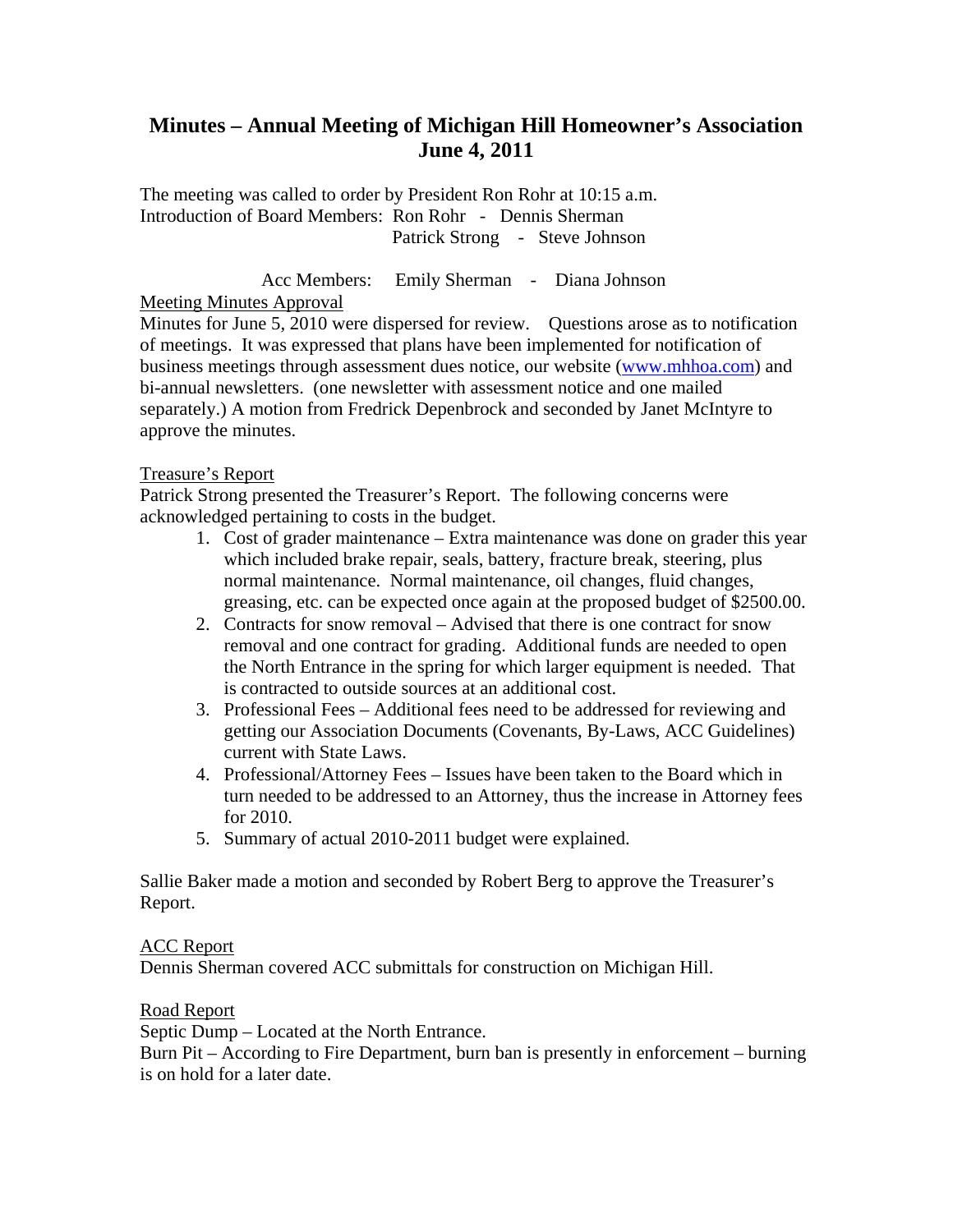# Minutes – Annual Meeting of Michigan Hill Homeowner's Association
# June 4, 2011

The meeting was called to order by President Ron Rohr at 10:15 a.m.
Introduction of Board Members: Ron Rohr - Dennis Sherman
Patrick Strong - Steve Johnson

Acc Members: Emily Sherman - Diana Johnson

<u>Meeting Minutes Approval</u>
Minutes for June 5, 2010 were dispersed for review. Questions arose as to notification of meetings. It was expressed that plans have been implemented for notification of business meetings through assessment dues notice, our website ([www.mhhoa.com](http://www.mhhoa.com)) and bi-annual newsletters. (one newsletter with assessment notice and one mailed separately.) A motion from Fredrick Depenbrock and seconded by Janet McIntyre to approve the minutes.

<u>Treasure's Report</u>
Patrick Strong presented the Treasurer's Report. The following concerns were acknowledged pertaining to costs in the budget.

1. Cost of grader maintenance – Extra maintenance was done on grader this year which included brake repair, seals, battery, fracture break, steering, plus normal maintenance. Normal maintenance, oil changes, fluid changes, greasing, etc. can be expected once again at the proposed budget of $2500.00.
2. Contracts for snow removal – Advised that there is one contract for snow removal and one contract for grading. Additional funds are needed to open the North Entrance in the spring for which larger equipment is needed. That is contracted to outside sources at an additional cost.
3. Professional Fees – Additional fees need to be addressed for reviewing and getting our Association Documents (Covenants, By-Laws, ACC Guidelines) current with State Laws.
4. Professional/Attorney Fees – Issues have been taken to the Board which in turn needed to be addressed to an Attorney, thus the increase in Attorney fees for 2010.
5. Summary of actual 2010-2011 budget were explained.

Sallie Baker made a motion and seconded by Robert Berg to approve the Treasurer's Report.

<u>ACC Report</u>
Dennis Sherman covered ACC submittals for construction on Michigan Hill.

<u>Road Report</u>
Septic Dump – Located at the North Entrance.
Burn Pit – According to Fire Department, burn ban is presently in enforcement – burning is on hold for a later date.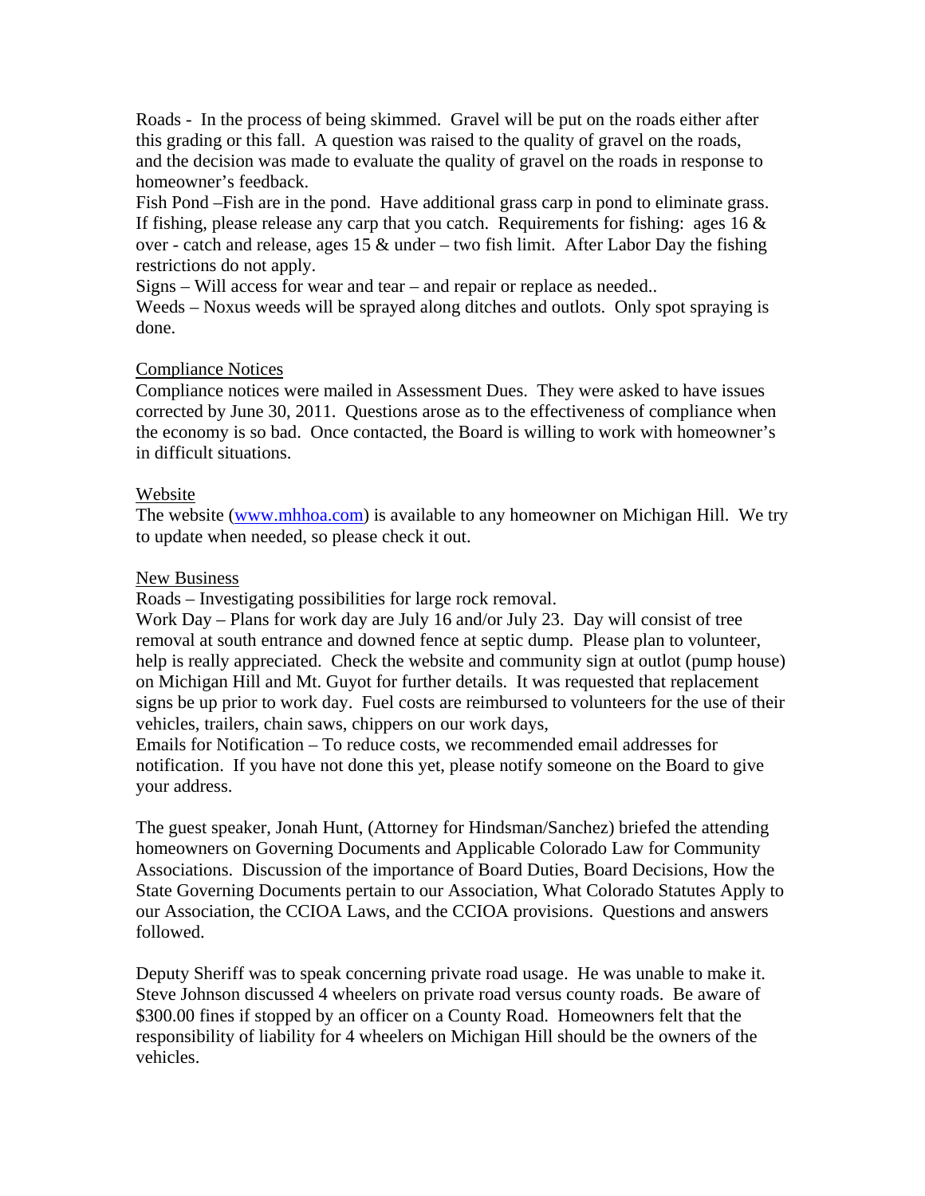Roads - In the process of being skimmed. Gravel will be put on the roads either after this grading or this fall. A question was raised to the quality of gravel on the roads, and the decision was made to evaluate the quality of gravel on the roads in response to homeowner's feedback.

Fish Pond –Fish are in the pond. Have additional grass carp in pond to eliminate grass. If fishing, please release any carp that you catch. Requirements for fishing: ages 16 & over - catch and release, ages 15 & under – two fish limit. After Labor Day the fishing restrictions do not apply.

Signs – Will access for wear and tear – and repair or replace as needed..

Weeds – Noxus weeds will be sprayed along ditches and outlots. Only spot spraying is done.

<u>Compliance Notices</u>

Compliance notices were mailed in Assessment Dues. They were asked to have issues corrected by June 30, 2011. Questions arose as to the effectiveness of compliance when the economy is so bad. Once contacted, the Board is willing to work with homeowner's in difficult situations.

<u>Website</u>

The website ([www.mhhoa.com](http://www.mhhoa.com)) is available to any homeowner on Michigan Hill. We try to update when needed, so please check it out.

<u>New Business</u>

Roads – Investigating possibilities for large rock removal.

Work Day – Plans for work day are July 16 and/or July 23. Day will consist of tree removal at south entrance and downed fence at septic dump. Please plan to volunteer, help is really appreciated. Check the website and community sign at outlot (pump house) on Michigan Hill and Mt. Guyot for further details. It was requested that replacement signs be up prior to work day. Fuel costs are reimbursed to volunteers for the use of their vehicles, trailers, chain saws, chippers on our work days,

Emails for Notification – To reduce costs, we recommended email addresses for notification. If you have not done this yet, please notify someone on the Board to give your address.

The guest speaker, Jonah Hunt, (Attorney for Hindsman/Sanchez) briefed the attending homeowners on Governing Documents and Applicable Colorado Law for Community Associations. Discussion of the importance of Board Duties, Board Decisions, How the State Governing Documents pertain to our Association, What Colorado Statutes Apply to our Association, the CCIOA Laws, and the CCIOA provisions. Questions and answers followed.

Deputy Sheriff was to speak concerning private road usage. He was unable to make it. Steve Johnson discussed 4 wheelers on private road versus county roads. Be aware of $300.00 fines if stopped by an officer on a County Road. Homeowners felt that the responsibility of liability for 4 wheelers on Michigan Hill should be the owners of the vehicles.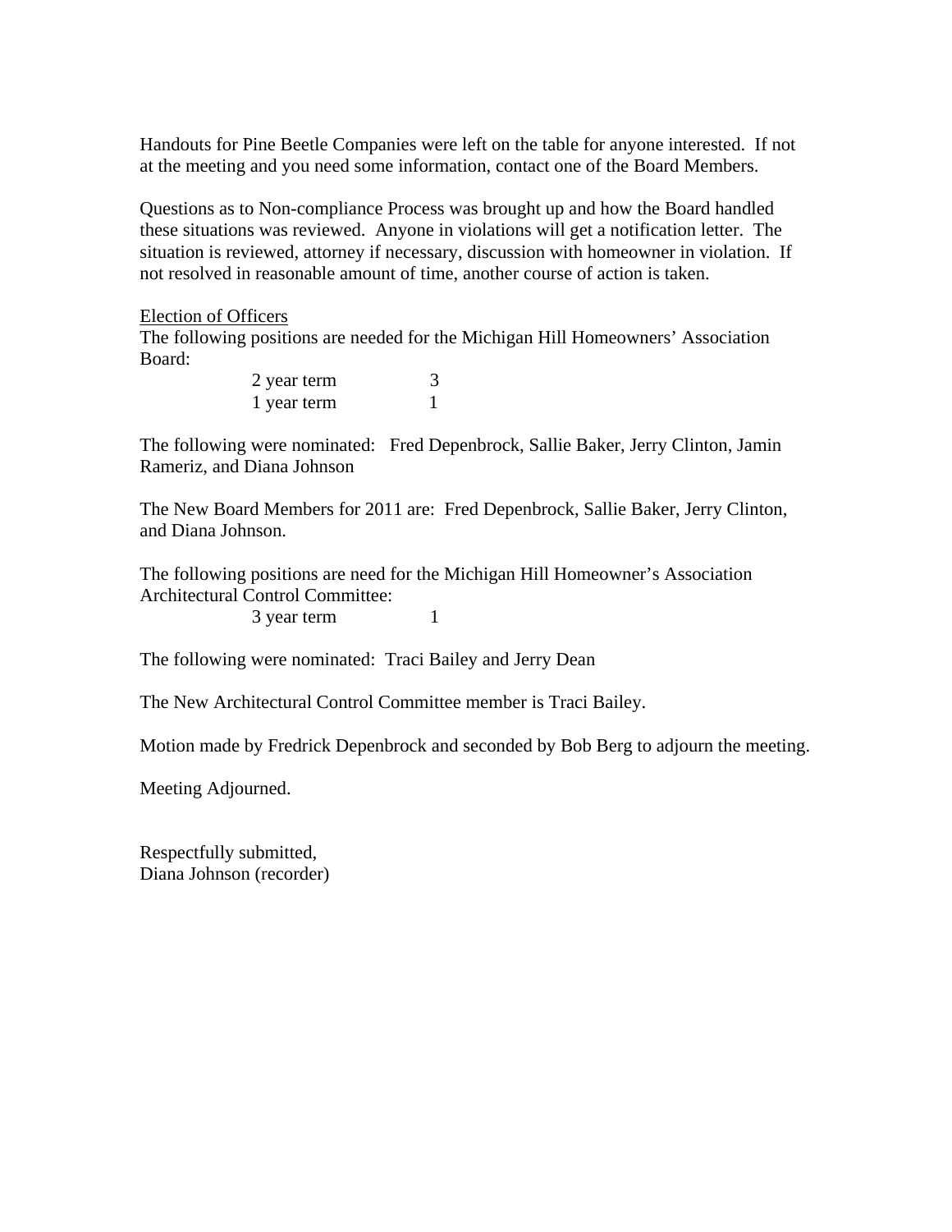Handouts for Pine Beetle Companies were left on the table for anyone interested. If not at the meeting and you need some information, contact one of the Board Members.

Questions as to Non-compliance Process was brought up and how the Board handled these situations was reviewed. Anyone in violations will get a notification letter. The situation is reviewed, attorney if necessary, discussion with homeowner in violation. If not resolved in reasonable amount of time, another course of action is taken.

<u>Election of Officers</u>

The following positions are needed for the Michigan Hill Homeowners' Association Board:

| | |
|---|---|
| 2 year term | 3 |
| 1 year term | 1 |

The following were nominated: Fred Depenbrock, Sallie Baker, Jerry Clinton, Jamin Rameriz, and Diana Johnson

The New Board Members for 2011 are: Fred Depenbrock, Sallie Baker, Jerry Clinton, and Diana Johnson.

The following positions are need for the Michigan Hill Homeowner's Association Architectural Control Committee:

| | |
|---|---|
| 3 year term | 1 |

The following were nominated: Traci Bailey and Jerry Dean

The New Architectural Control Committee member is Traci Bailey.

Motion made by Fredrick Depenbrock and seconded by Bob Berg to adjourn the meeting.

Meeting Adjourned.

Respectfully submitted,
Diana Johnson (recorder)